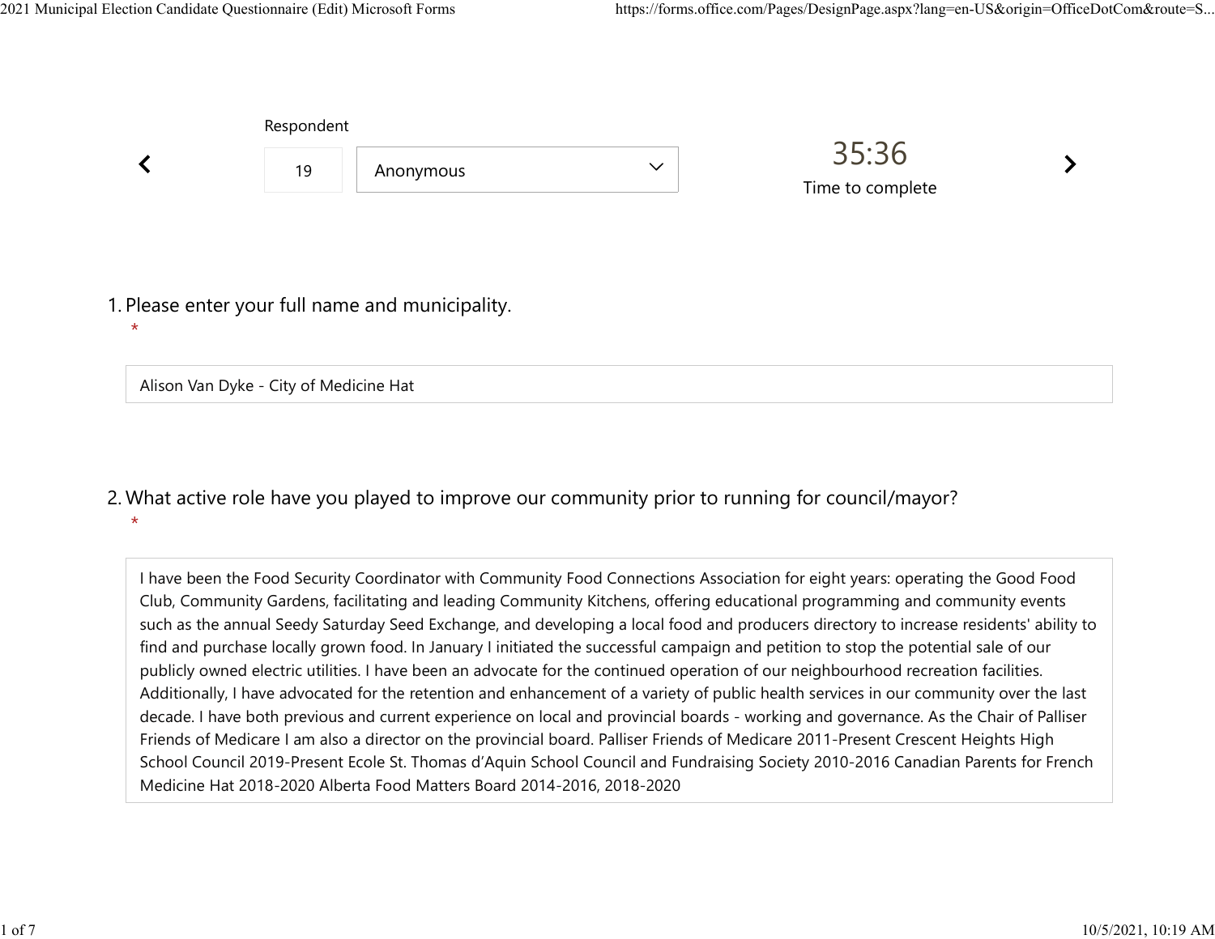Respondent

19 | Anonymous

35:36
Time to complete

1. Please enter your full name and municipality.
*

Alison Van Dyke - City of Medicine Hat

2. What active role have you played to improve our community prior to running for council/mayor?
*

I have been the Food Security Coordinator with Community Food Connections Association for eight years: operating the Good Food Club, Community Gardens, facilitating and leading Community Kitchens, offering educational programming and community events such as the annual Seedy Saturday Seed Exchange, and developing a local food and producers directory to increase residents' ability to find and purchase locally grown food. In January I initiated the successful campaign and petition to stop the potential sale of our publicly owned electric utilities. I have been an advocate for the continued operation of our neighbourhood recreation facilities. Additionally, I have advocated for the retention and enhancement of a variety of public health services in our community over the last decade. I have both previous and current experience on local and provincial boards - working and governance. As the Chair of Palliser Friends of Medicare I am also a director on the provincial board. Palliser Friends of Medicare 2011-Present Crescent Heights High School Council 2019-Present Ecole St. Thomas d'Aquin School Council and Fundraising Society 2010-2016 Canadian Parents for French Medicine Hat 2018-2020 Alberta Food Matters Board 2014-2016, 2018-2020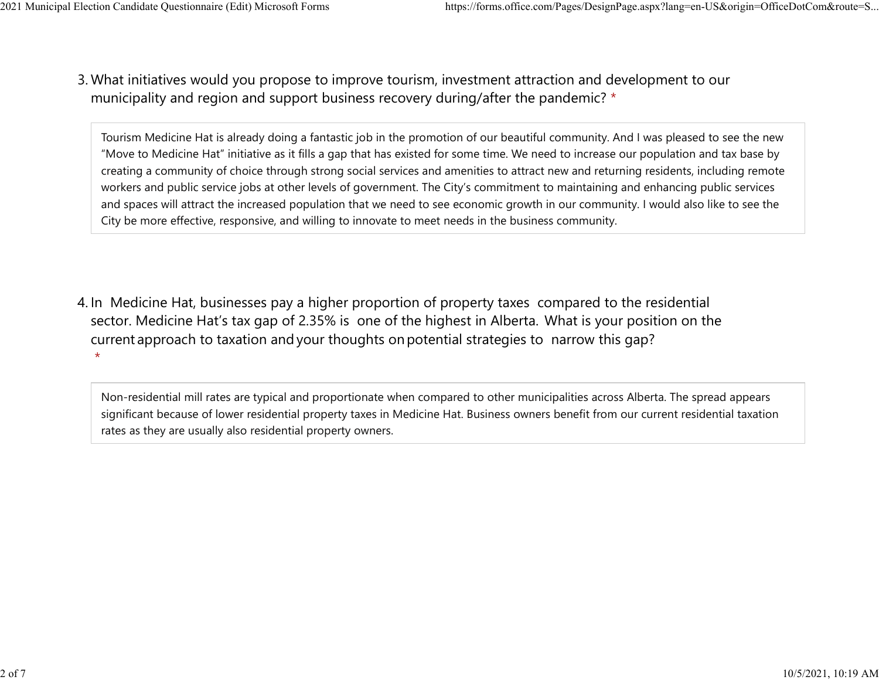3. What initiatives would you propose to improve tourism, investment attraction and development to our municipality and region and support business recovery during/after the pandemic? *

> Tourism Medicine Hat is already doing a fantastic job in the promotion of our beautiful community. And I was pleased to see the new "Move to Medicine Hat" initiative as it fills a gap that has existed for some time. We need to increase our population and tax base by creating a community of choice through strong social services and amenities to attract new and returning residents, including remote workers and public service jobs at other levels of government. The City's commitment to maintaining and enhancing public services and spaces will attract the increased population that we need to see economic growth in our community. I would also like to see the City be more effective, responsive, and willing to innovate to meet needs in the business community.

4. In Medicine Hat, businesses pay a higher proportion of property taxes compared to the residential sector. Medicine Hat's tax gap of 2.35% is one of the highest in Alberta. What is your position on the current approach to taxation and your thoughts on potential strategies to narrow this gap? *

> Non-residential mill rates are typical and proportionate when compared to other municipalities across Alberta. The spread appears significant because of lower residential property taxes in Medicine Hat. Business owners benefit from our current residential taxation rates as they are usually also residential property owners.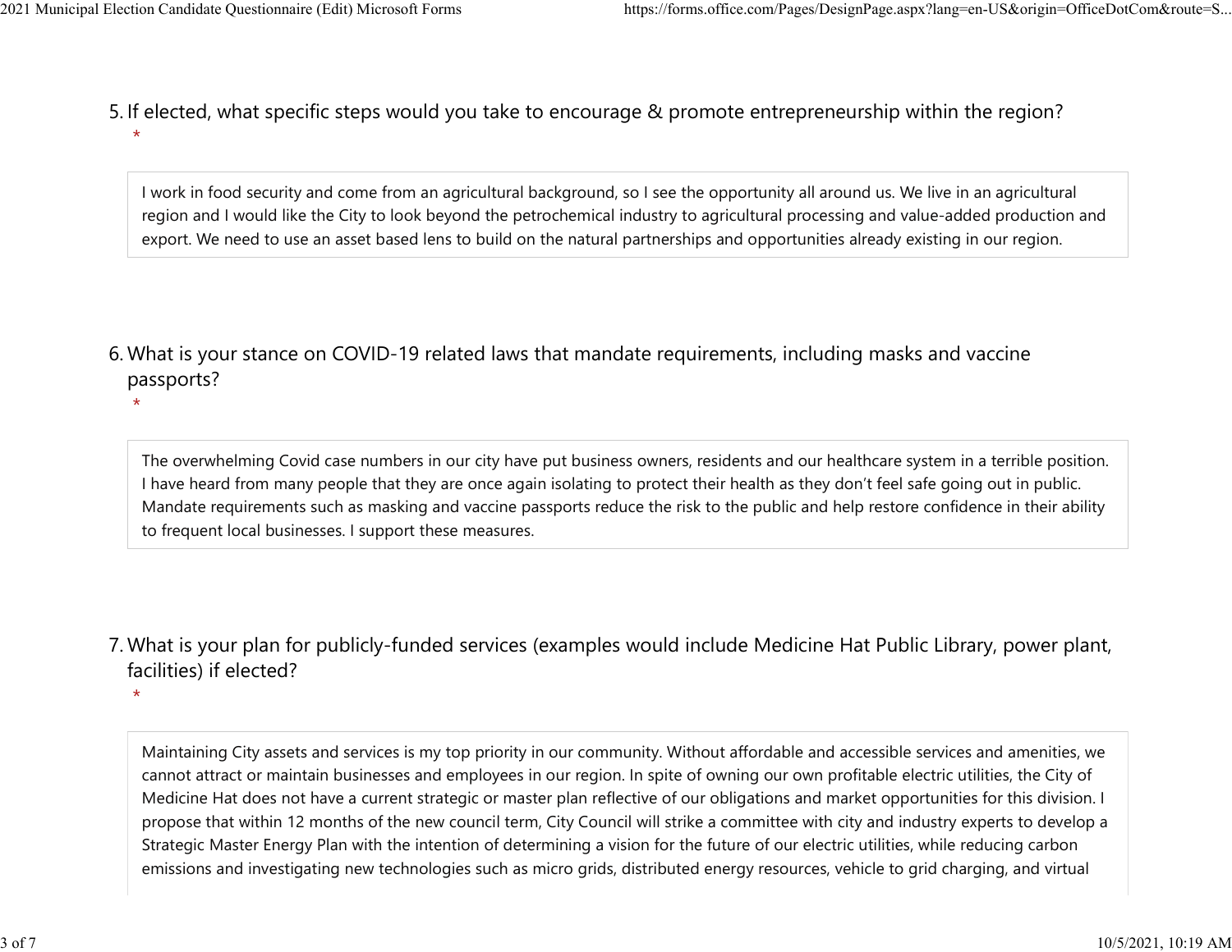5. If elected, what specific steps would you take to encourage & promote entrepreneurship within the region?
*

I work in food security and come from an agricultural background, so I see the opportunity all around us. We live in an agricultural region and I would like the City to look beyond the petrochemical industry to agricultural processing and value-added production and export. We need to use an asset based lens to build on the natural partnerships and opportunities already existing in our region.

6. What is your stance on COVID-19 related laws that mandate requirements, including masks and vaccine passports?
*

The overwhelming Covid case numbers in our city have put business owners, residents and our healthcare system in a terrible position. I have heard from many people that they are once again isolating to protect their health as they don't feel safe going out in public. Mandate requirements such as masking and vaccine passports reduce the risk to the public and help restore confidence in their ability to frequent local businesses. I support these measures.

7. What is your plan for publicly-funded services (examples would include Medicine Hat Public Library, power plant, facilities) if elected?
*

Maintaining City assets and services is my top priority in our community. Without affordable and accessible services and amenities, we cannot attract or maintain businesses and employees in our region. In spite of owning our own profitable electric utilities, the City of Medicine Hat does not have a current strategic or master plan reflective of our obligations and market opportunities for this division. I propose that within 12 months of the new council term, City Council will strike a committee with city and industry experts to develop a Strategic Master Energy Plan with the intention of determining a vision for the future of our electric utilities, while reducing carbon emissions and investigating new technologies such as micro grids, distributed energy resources, vehicle to grid charging, and virtual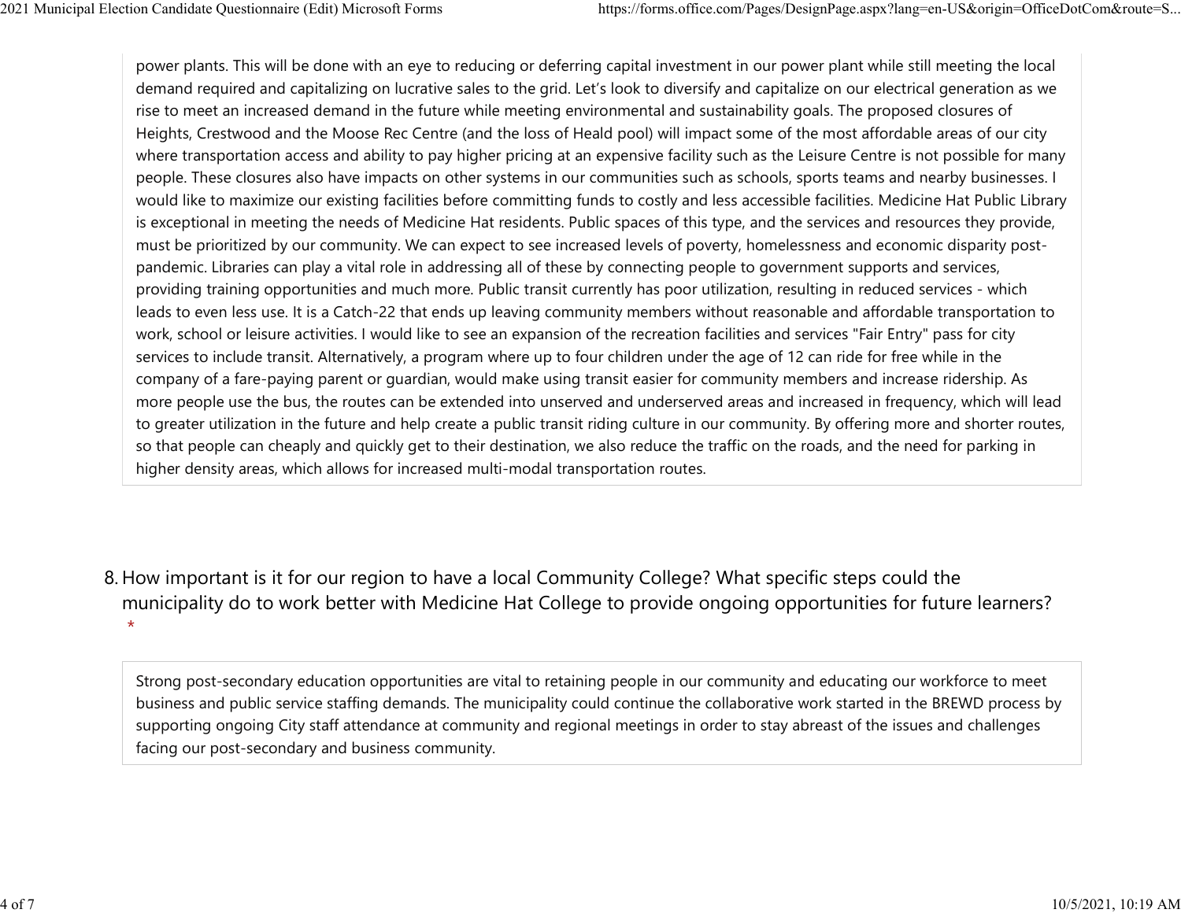power plants. This will be done with an eye to reducing or deferring capital investment in our power plant while still meeting the local demand required and capitalizing on lucrative sales to the grid. Let's look to diversify and capitalize on our electrical generation as we rise to meet an increased demand in the future while meeting environmental and sustainability goals. The proposed closures of Heights, Crestwood and the Moose Rec Centre (and the loss of Heald pool) will impact some of the most affordable areas of our city where transportation access and ability to pay higher pricing at an expensive facility such as the Leisure Centre is not possible for many people. These closures also have impacts on other systems in our communities such as schools, sports teams and nearby businesses. I would like to maximize our existing facilities before committing funds to costly and less accessible facilities. Medicine Hat Public Library is exceptional in meeting the needs of Medicine Hat residents. Public spaces of this type, and the services and resources they provide, must be prioritized by our community. We can expect to see increased levels of poverty, homelessness and economic disparity post-pandemic. Libraries can play a vital role in addressing all of these by connecting people to government supports and services, providing training opportunities and much more. Public transit currently has poor utilization, resulting in reduced services - which leads to even less use. It is a Catch-22 that ends up leaving community members without reasonable and affordable transportation to work, school or leisure activities. I would like to see an expansion of the recreation facilities and services "Fair Entry" pass for city services to include transit. Alternatively, a program where up to four children under the age of 12 can ride for free while in the company of a fare-paying parent or guardian, would make using transit easier for community members and increase ridership. As more people use the bus, the routes can be extended into unserved and underserved areas and increased in frequency, which will lead to greater utilization in the future and help create a public transit riding culture in our community. By offering more and shorter routes, so that people can cheaply and quickly get to their destination, we also reduce the traffic on the roads, and the need for parking in higher density areas, which allows for increased multi-modal transportation routes.

8. How important is it for our region to have a local Community College? What specific steps could the municipality do to work better with Medicine Hat College to provide ongoing opportunities for future learners? *

Strong post-secondary education opportunities are vital to retaining people in our community and educating our workforce to meet business and public service staffing demands. The municipality could continue the collaborative work started in the BREWD process by supporting ongoing City staff attendance at community and regional meetings in order to stay abreast of the issues and challenges facing our post-secondary and business community.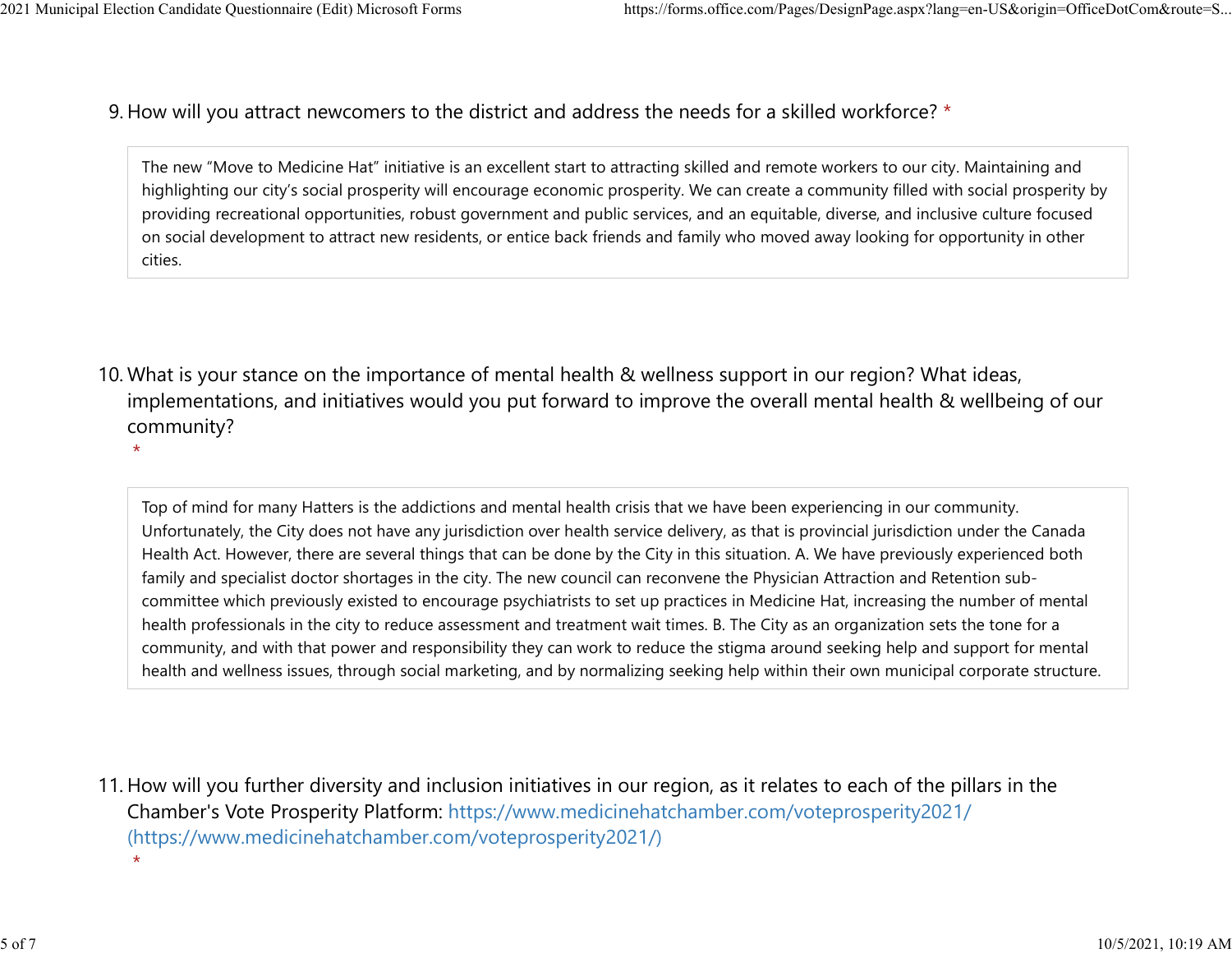9. How will you attract newcomers to the district and address the needs for a skilled workforce? *

The new “Move to Medicine Hat” initiative is an excellent start to attracting skilled and remote workers to our city. Maintaining and highlighting our city’s social prosperity will encourage economic prosperity. We can create a community filled with social prosperity by providing recreational opportunities, robust government and public services, and an equitable, diverse, and inclusive culture focused on social development to attract new residents, or entice back friends and family who moved away looking for opportunity in other cities.

10. What is your stance on the importance of mental health & wellness support in our region? What ideas, implementations, and initiatives would you put forward to improve the overall mental health & wellbeing of our community? *

Top of mind for many Hatters is the addictions and mental health crisis that we have been experiencing in our community. Unfortunately, the City does not have any jurisdiction over health service delivery, as that is provincial jurisdiction under the Canada Health Act. However, there are several things that can be done by the City in this situation. A. We have previously experienced both family and specialist doctor shortages in the city. The new council can reconvene the Physician Attraction and Retention sub-committee which previously existed to encourage psychiatrists to set up practices in Medicine Hat, increasing the number of mental health professionals in the city to reduce assessment and treatment wait times. B. The City as an organization sets the tone for a community, and with that power and responsibility they can work to reduce the stigma around seeking help and support for mental health and wellness issues, through social marketing, and by normalizing seeking help within their own municipal corporate structure.

11. How will you further diversity and inclusion initiatives in our region, as it relates to each of the pillars in the Chamber's Vote Prosperity Platform: https://www.medicinehatchamber.com/voteprosperity2021/ (https://www.medicinehatchamber.com/voteprosperity2021/) *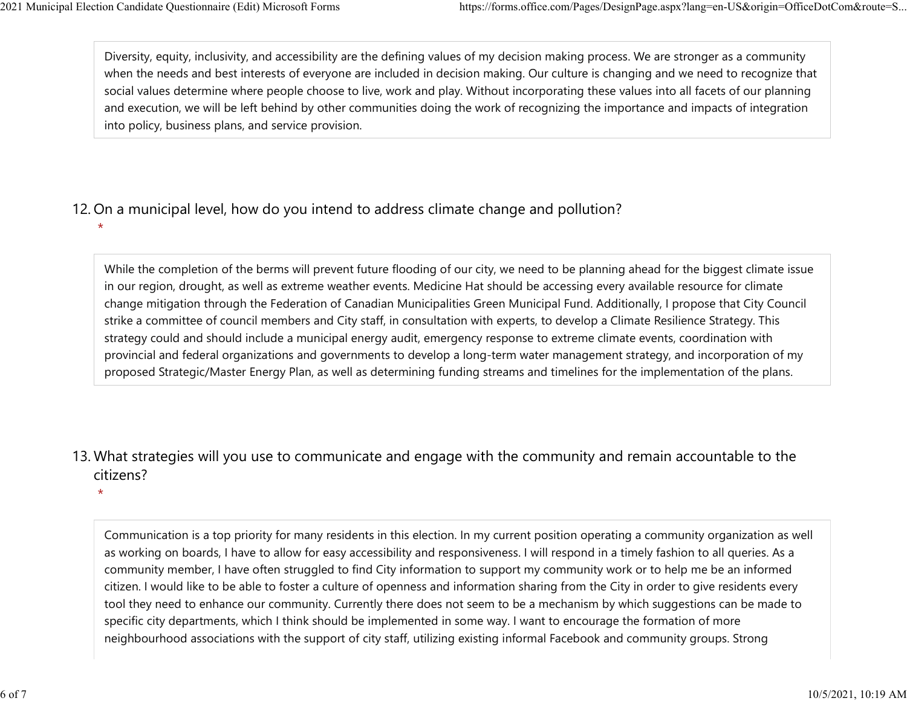Diversity, equity, inclusivity, and accessibility are the defining values of my decision making process. We are stronger as a community when the needs and best interests of everyone are included in decision making. Our culture is changing and we need to recognize that social values determine where people choose to live, work and play. Without incorporating these values into all facets of our planning and execution, we will be left behind by other communities doing the work of recognizing the importance and impacts of integration into policy, business plans, and service provision.

12. On a municipal level, how do you intend to address climate change and pollution? *

While the completion of the berms will prevent future flooding of our city, we need to be planning ahead for the biggest climate issue in our region, drought, as well as extreme weather events. Medicine Hat should be accessing every available resource for climate change mitigation through the Federation of Canadian Municipalities Green Municipal Fund. Additionally, I propose that City Council strike a committee of council members and City staff, in consultation with experts, to develop a Climate Resilience Strategy. This strategy could and should include a municipal energy audit, emergency response to extreme climate events, coordination with provincial and federal organizations and governments to develop a long-term water management strategy, and incorporation of my proposed Strategic/Master Energy Plan, as well as determining funding streams and timelines for the implementation of the plans.

13. What strategies will you use to communicate and engage with the community and remain accountable to the citizens? *

Communication is a top priority for many residents in this election. In my current position operating a community organization as well as working on boards, I have to allow for easy accessibility and responsiveness. I will respond in a timely fashion to all queries. As a community member, I have often struggled to find City information to support my community work or to help me be an informed citizen. I would like to be able to foster a culture of openness and information sharing from the City in order to give residents every tool they need to enhance our community. Currently there does not seem to be a mechanism by which suggestions can be made to specific city departments, which I think should be implemented in some way. I want to encourage the formation of more neighbourhood associations with the support of city staff, utilizing existing informal Facebook and community groups. Strong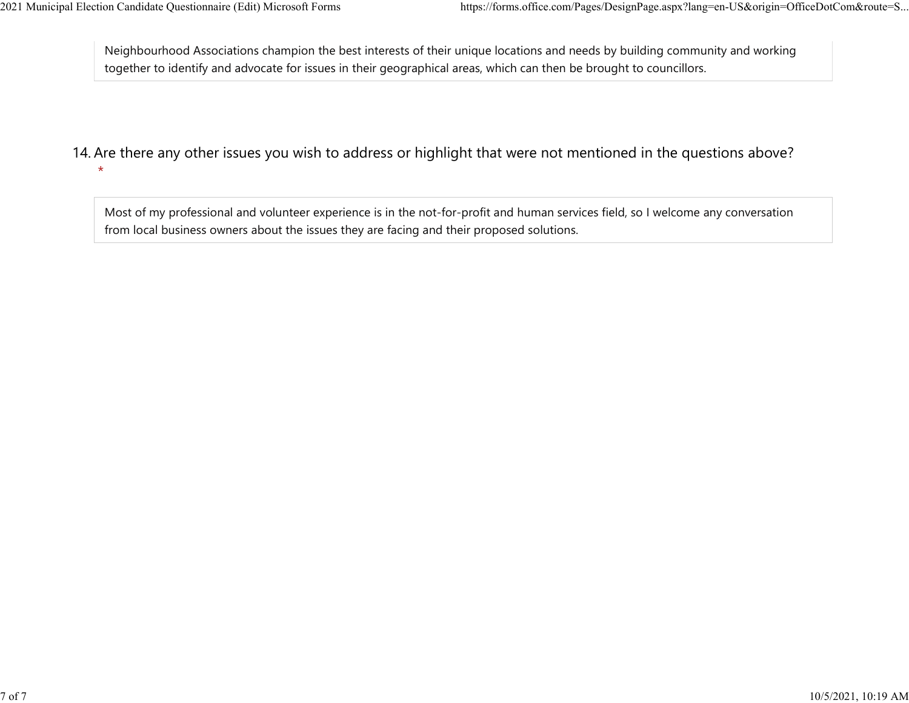Neighbourhood Associations champion the best interests of their unique locations and needs by building community and working together to identify and advocate for issues in their geographical areas, which can then be brought to councillors.

14. Are there any other issues you wish to address or highlight that were not mentioned in the questions above? *

Most of my professional and volunteer experience is in the not-for-profit and human services field, so I welcome any conversation from local business owners about the issues they are facing and their proposed solutions.